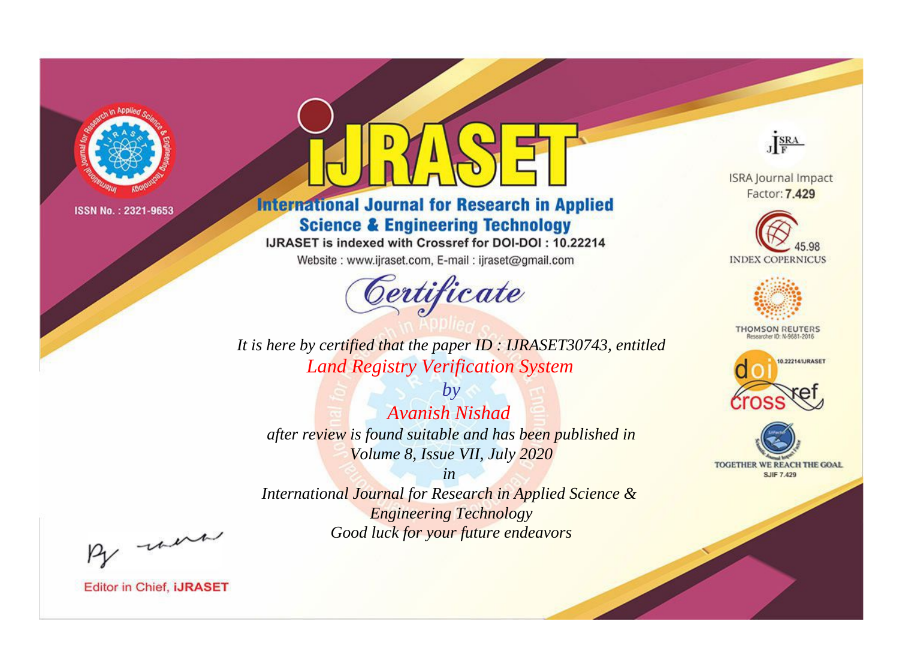ISSN No. : 2321-9653

# IJRASET

## International Journal for Research in Applied Science & Engineering Technology

IJRASET is indexed with Crossref for DOI-DOI : 10.22214

Website : www.ijraset.com, E-mail : ijraset@gmail.com

ISRA Journal Impact Factor: **7.429**

45.98 INDEX COPERNICUS

THOMSON REUTERS Researcher ID: N-9681-2016

10.22214/IJRASET

TOGETHER WE REACH THE GOAL SJIF 7.429

# *Certificate*

*It is here by certified that the paper ID : IJRASET30743, entitled*

*Land Registry Verification System*

*by*

*Avanish Nishad*

*after review is found suitable and has been published in*

*Volume 8, Issue VII, July 2020*

*in*

*International Journal for Research in Applied Science & Engineering Technology*

*Good luck for your future endeavors*

Editor in Chief, **iJRASET**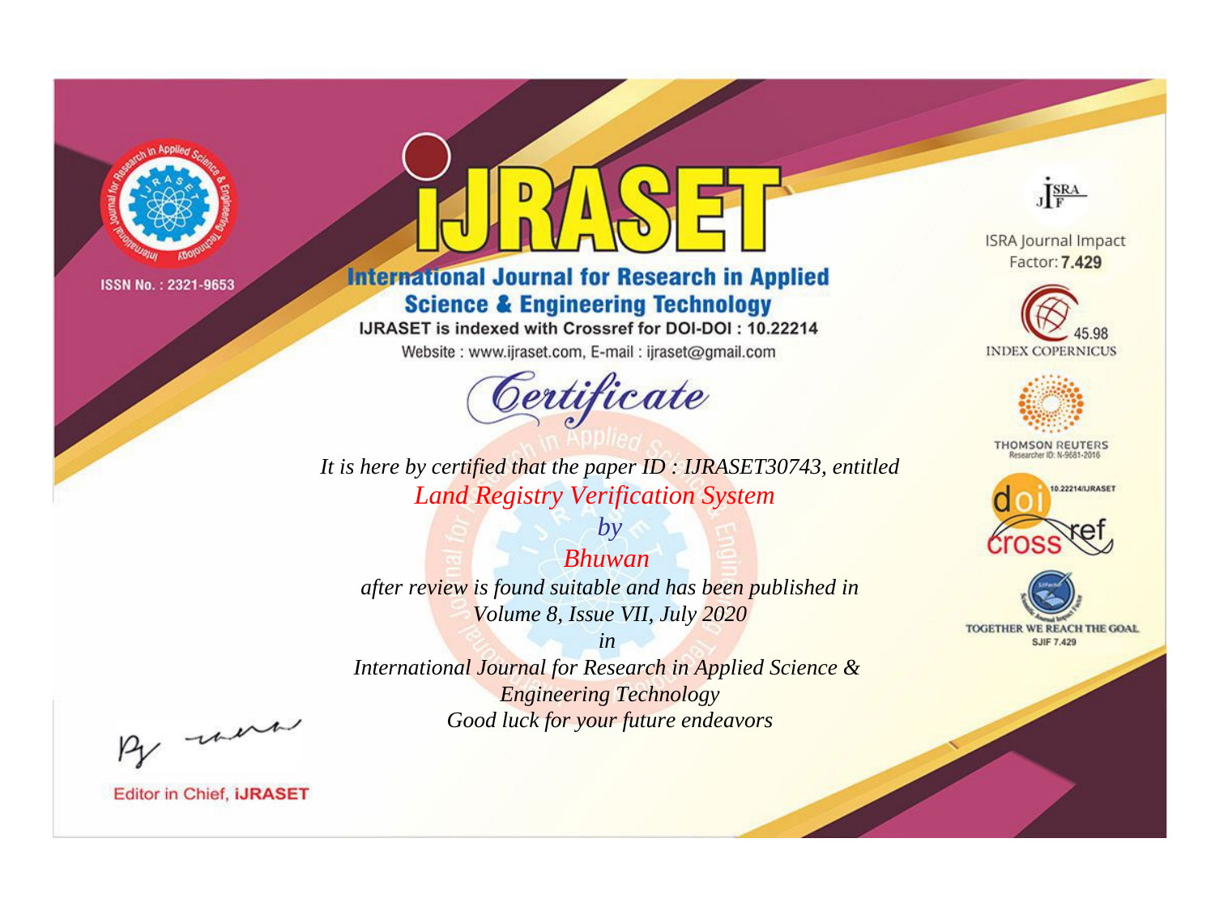ISSN No. : 2321-9653

# iJRASET

## International Journal for Research in Applied Science & Engineering Technology

IJRASET is indexed with Crossref for DOI-DOI : 10.22214

Website : www.ijraset.com, E-mail : ijraset@gmail.com

# Certificate

*It is here by certified that the paper ID : IJRASET30743, entitled*

*Land Registry Verification System*

*by*

*Bhuwan*

*after review is found suitable and has been published in*

*Volume 8, Issue VII, July 2020*

*in*

*International Journal for Research in Applied Science & Engineering Technology*

*Good luck for your future endeavors*

ISRA Journal Impact Factor: **7.429**

45.98 INDEX COPERNICUS

THOMSON REUTERS Researcher ID: N-9681-2016

10.22214/IJRASET

TOGETHER WE REACH THE GOAL SJIF 7.429

Editor in Chief, **iJRASET**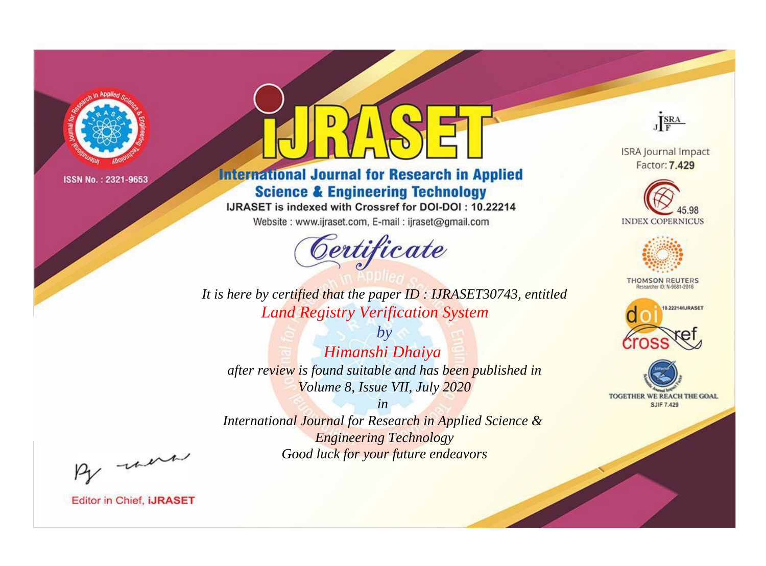ISSN No. : 2321-9653

# IJRASET

## International Journal for Research in Applied Science & Engineering Technology

IJRASET is indexed with Crossref for DOI-DOI : 10.22214

Website : www.ijraset.com, E-mail : ijraset@gmail.com

ISRA Journal Impact Factor: **7.429**

45.98 INDEX COPERNICUS

THOMSON REUTERS Researcher ID: N-9681-2016

10.22214/IJRASET

TOGETHER WE REACH THE GOAL SJIF 7.429

# *Certificate*

*It is here by certified that the paper ID : IJRASET30743, entitled*

*Land Registry Verification System*

*by*

*Himanshi Dhaiya*

*after review is found suitable and has been published in*

*Volume 8, Issue VII, July 2020*

*in*

*International Journal for Research in Applied Science & Engineering Technology*

*Good luck for your future endeavors*

Editor in Chief, **iJRASET**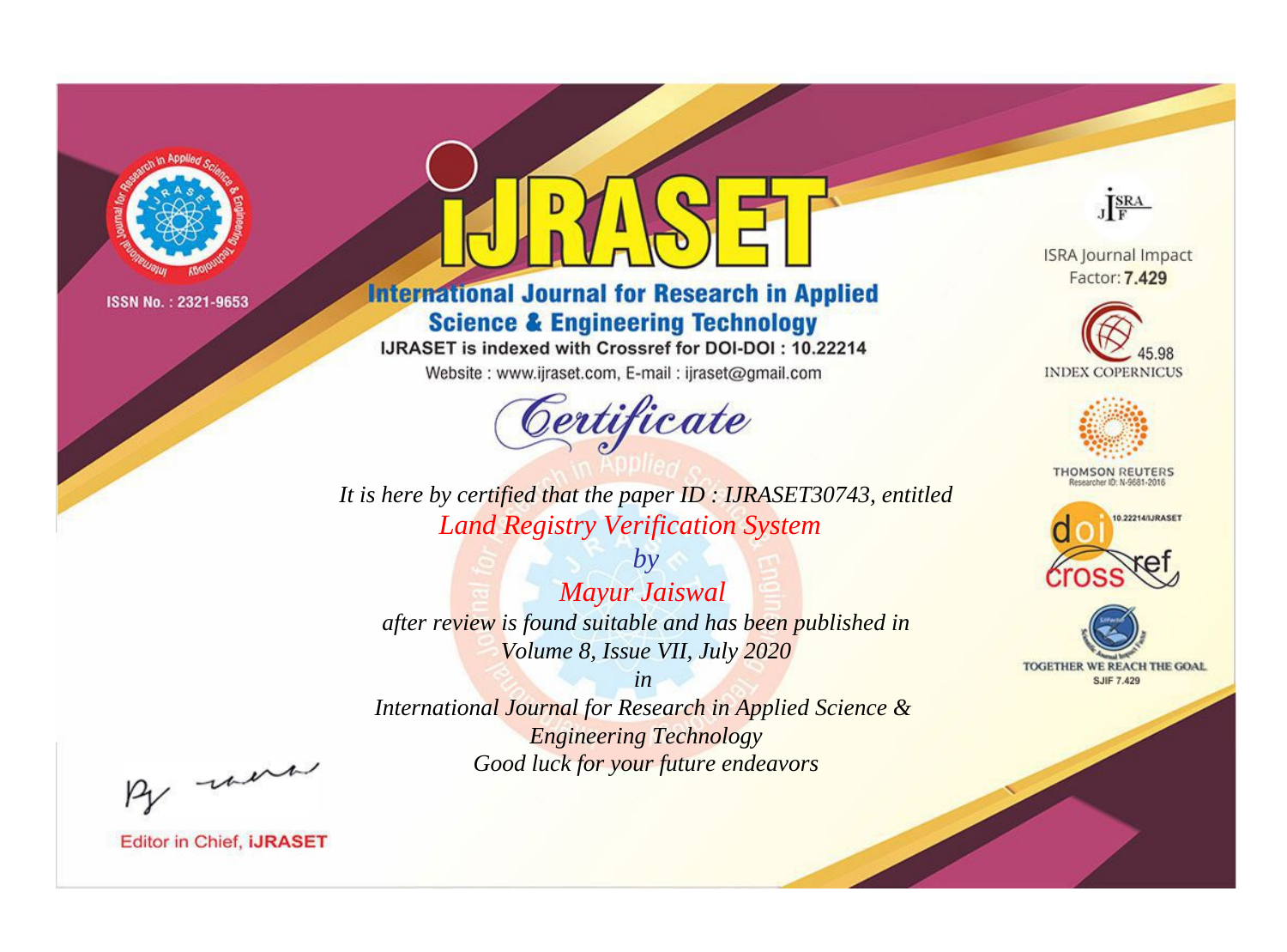ISSN No. : 2321-9653

# IJRASET

## International Journal for Research in Applied Science & Engineering Technology

IJRASET is indexed with Crossref for DOI-DOI : 10.22214

Website : www.ijraset.com, E-mail : ijraset@gmail.com

*Certificate*

*It is here by certified that the paper ID : IJRASET30743, entitled*

*Land Registry Verification System*

*by*

*Mayur Jaiswal*

*after review is found suitable and has been published in*

*Volume 8, Issue VII, July 2020*

*in*

*International Journal for Research in Applied Science & Engineering Technology*

*Good luck for your future endeavors*

ISRA Journal Impact Factor: **7.429**

45.98 INDEX COPERNICUS

THOMSON REUTERS Researcher ID: N-9681-2016

10.22214/IJRASET

TOGETHER WE REACH THE GOAL SJIF 7.429

Editor in Chief, **iJRASET**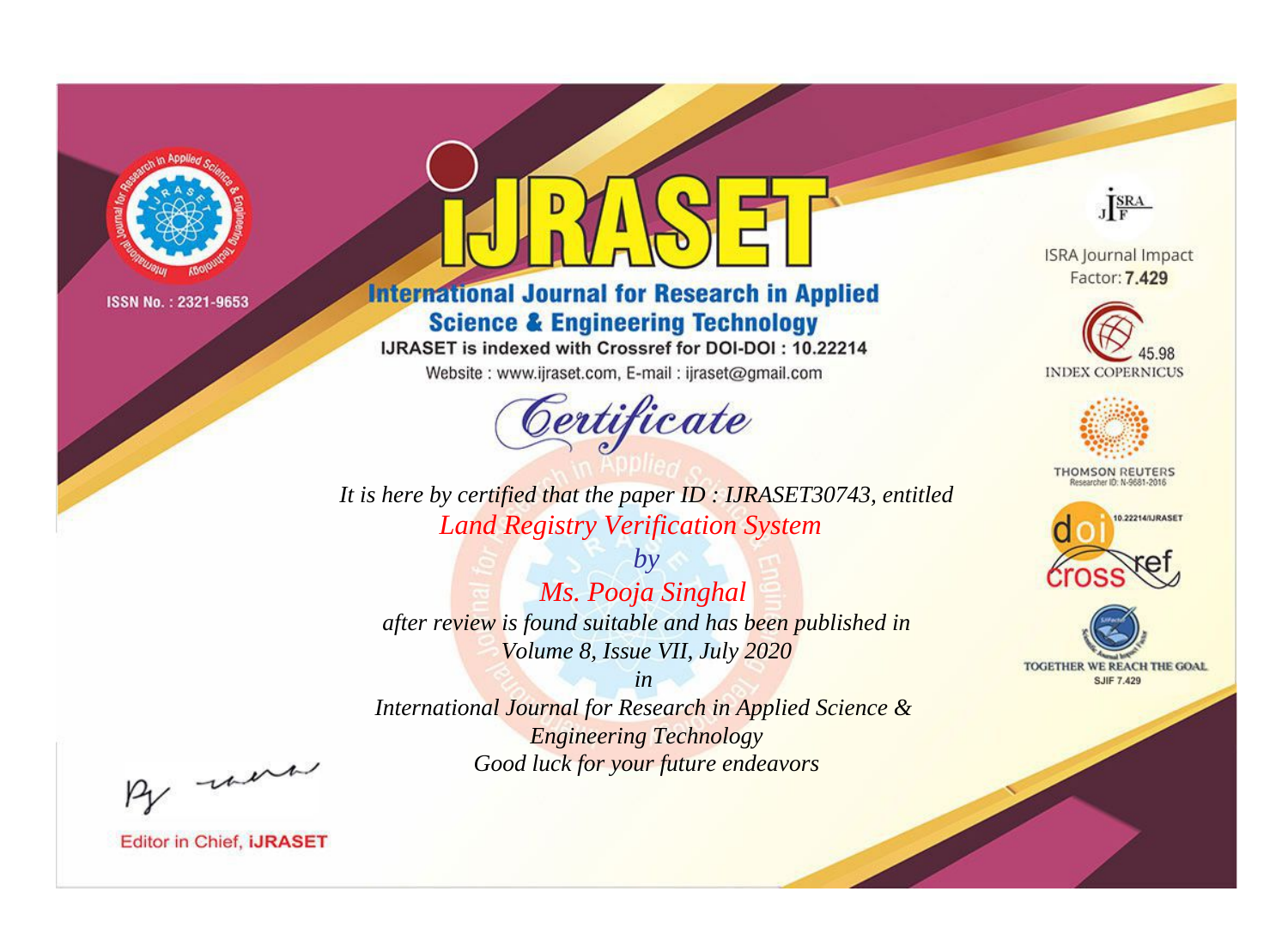ISSN No. : 2321-9653

# IJRASET

## International Journal for Research in Applied Science & Engineering Technology

IJRASET is indexed with Crossref for DOI-DOI : 10.22214

Website : www.ijraset.com, E-mail : ijraset@gmail.com

ISRA Journal Impact Factor: **7.429**

45.98 INDEX COPERNICUS

THOMSON REUTERS Researcher ID: N-9681-2016

10.22214/IJRASET

TOGETHER WE REACH THE GOAL SJIF 7.429

*Certificate*

*It is here by certified that the paper ID : IJRASET30743, entitled*

*Land Registry Verification System*

*by*

*Ms. Pooja Singhal*

*after review is found suitable and has been published in*

*Volume 8, Issue VII, July 2020*

*in*

*International Journal for Research in Applied Science & Engineering Technology*

*Good luck for your future endeavors*

Editor in Chief, **iJRASET**